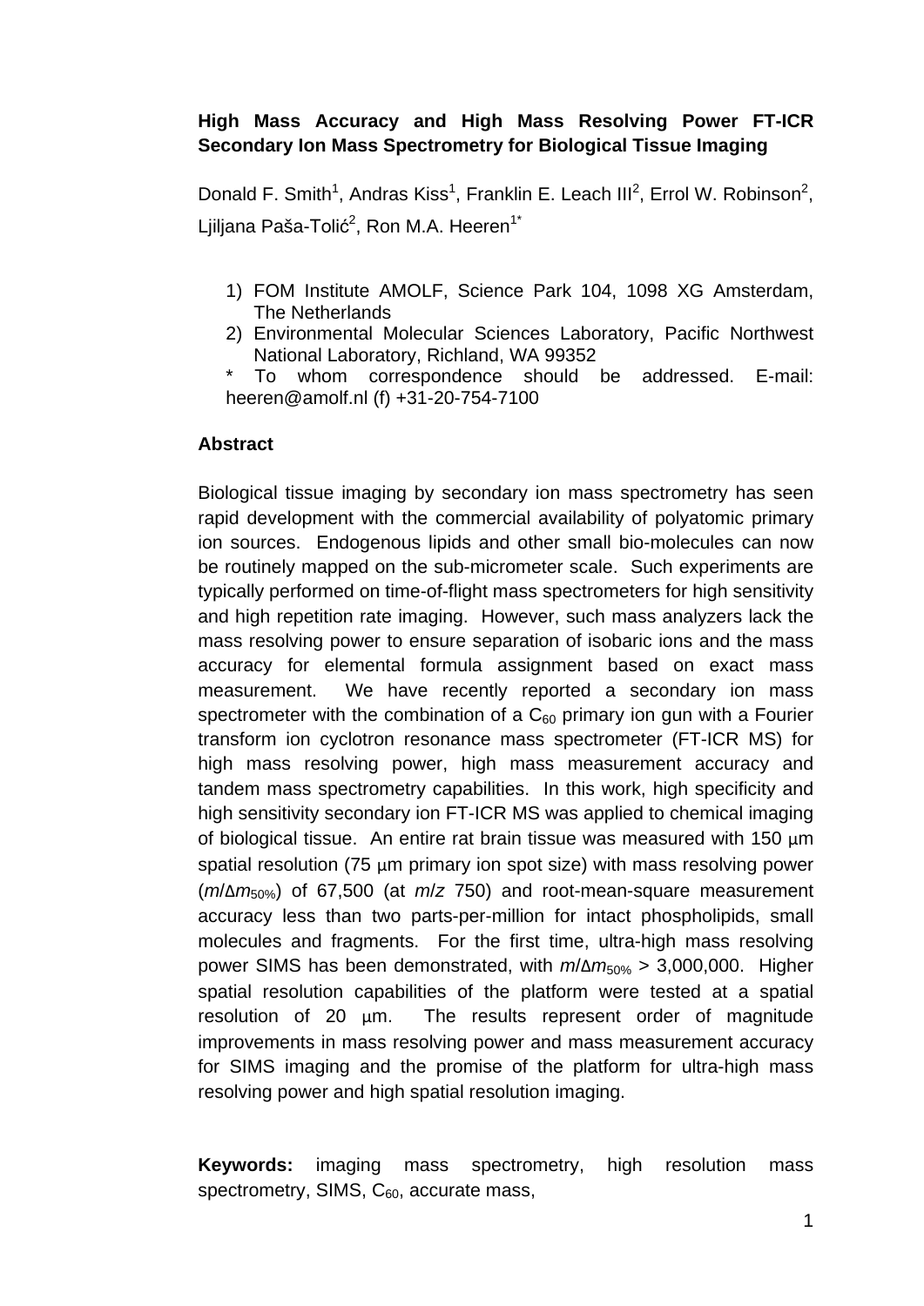# High Mass Accuracy and High Mass Resolving Power FT-ICR Secondary Ion Mass Spectrometry for Biological Tissue Imaging

Donald F. Smith[1], Andras Kiss[1], Franklin E. Leach III[2], Errol W. Robinson[2], Ljiljana Paša-Tolić[2], Ron M.A. Heeren[1*]

1) FOM Institute AMOLF, Science Park 104, 1098 XG Amsterdam, The Netherlands
2) Environmental Molecular Sciences Laboratory, Pacific Northwest National Laboratory, Richland, WA 99352

\* To whom correspondence should be addressed. E-mail: heeren@amolf.nl (f) +31-20-754-7100

## Abstract

Biological tissue imaging by secondary ion mass spectrometry has seen rapid development with the commercial availability of polyatomic primary ion sources. Endogenous lipids and other small bio-molecules can now be routinely mapped on the sub-micrometer scale. Such experiments are typically performed on time-of-flight mass spectrometers for high sensitivity and high repetition rate imaging. However, such mass analyzers lack the mass resolving power to ensure separation of isobaric ions and the mass accuracy for elemental formula assignment based on exact mass measurement. We have recently reported a secondary ion mass spectrometer with the combination of a $C_{60}$ primary ion gun with a Fourier transform ion cyclotron resonance mass spectrometer (FT-ICR MS) for high mass resolving power, high mass measurement accuracy and tandem mass spectrometry capabilities. In this work, high specificity and high sensitivity secondary ion FT-ICR MS was applied to chemical imaging of biological tissue. An entire rat brain tissue was measured with 150 μm spatial resolution (75 μm primary ion spot size) with mass resolving power ($m/\Delta m_{50\%}$) of 67,500 (at $m/z$ 750) and root-mean-square measurement accuracy less than two parts-per-million for intact phospholipids, small molecules and fragments. For the first time, ultra-high mass resolving power SIMS has been demonstrated, with $m/\Delta m_{50\%} > 3{,}000{,}000$. Higher spatial resolution capabilities of the platform were tested at a spatial resolution of 20 μm. The results represent order of magnitude improvements in mass resolving power and mass measurement accuracy for SIMS imaging and the promise of the platform for ultra-high mass resolving power and high spatial resolution imaging.

**Keywords:** imaging mass spectrometry, high resolution mass spectrometry, SIMS, $C_{60}$, accurate mass,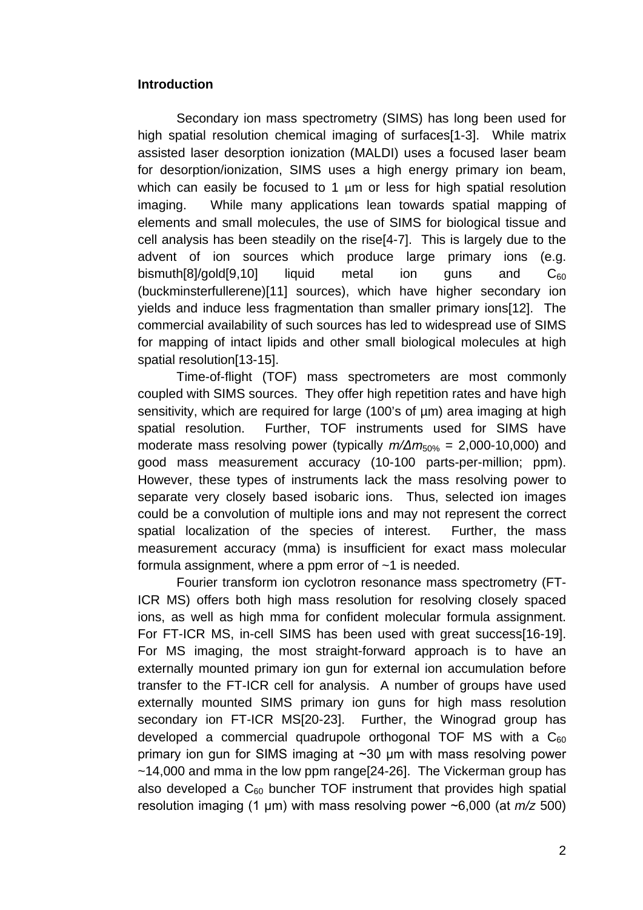## Introduction

Secondary ion mass spectrometry (SIMS) has long been used for high spatial resolution chemical imaging of surfaces[1-3]. While matrix assisted laser desorption ionization (MALDI) uses a focused laser beam for desorption/ionization, SIMS uses a high energy primary ion beam, which can easily be focused to 1 μm or less for high spatial resolution imaging. While many applications lean towards spatial mapping of elements and small molecules, the use of SIMS for biological tissue and cell analysis has been steadily on the rise[4-7]. This is largely due to the advent of ion sources which produce large primary ions (e.g. bismuth[8]/gold[9,10] liquid metal ion guns and $C_{60}$ (buckminsterfullerene)[11] sources), which have higher secondary ion yields and induce less fragmentation than smaller primary ions[12]. The commercial availability of such sources has led to widespread use of SIMS for mapping of intact lipids and other small biological molecules at high spatial resolution[13-15].

Time-of-flight (TOF) mass spectrometers are most commonly coupled with SIMS sources. They offer high repetition rates and have high sensitivity, which are required for large (100's of μm) area imaging at high spatial resolution. Further, TOF instruments used for SIMS have moderate mass resolving power (typically $m/\Delta m_{50\%}$ = 2,000-10,000) and good mass measurement accuracy (10-100 parts-per-million; ppm). However, these types of instruments lack the mass resolving power to separate very closely based isobaric ions. Thus, selected ion images could be a convolution of multiple ions and may not represent the correct spatial localization of the species of interest. Further, the mass measurement accuracy (mma) is insufficient for exact mass molecular formula assignment, where a ppm error of ~1 is needed.

Fourier transform ion cyclotron resonance mass spectrometry (FT-ICR MS) offers both high mass resolution for resolving closely spaced ions, as well as high mma for confident molecular formula assignment. For FT-ICR MS, in-cell SIMS has been used with great success[16-19]. For MS imaging, the most straight-forward approach is to have an externally mounted primary ion gun for external ion accumulation before transfer to the FT-ICR cell for analysis. A number of groups have used externally mounted SIMS primary ion guns for high mass resolution secondary ion FT-ICR MS[20-23]. Further, the Winograd group has developed a commercial quadrupole orthogonal TOF MS with a $C_{60}$ primary ion gun for SIMS imaging at ~30 μm with mass resolving power ~14,000 and mma in the low ppm range[24-26]. The Vickerman group has also developed a $C_{60}$ buncher TOF instrument that provides high spatial resolution imaging (1 μm) with mass resolving power ~6,000 (at *m/z* 500)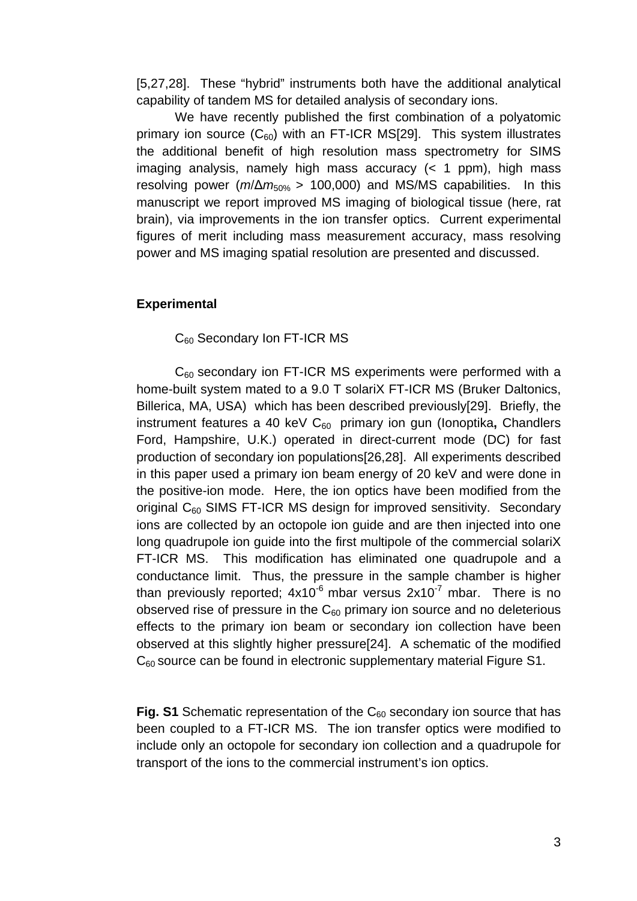[5,27,28]. These "hybrid" instruments both have the additional analytical capability of tandem MS for detailed analysis of secondary ions.

We have recently published the first combination of a polyatomic primary ion source ($C_{60}$) with an FT-ICR MS[29]. This system illustrates the additional benefit of high resolution mass spectrometry for SIMS imaging analysis, namely high mass accuracy (< 1 ppm), high mass resolving power ($m/\Delta m_{50\%}$ > 100,000) and MS/MS capabilities. In this manuscript we report improved MS imaging of biological tissue (here, rat brain), via improvements in the ion transfer optics. Current experimental figures of merit including mass measurement accuracy, mass resolving power and MS imaging spatial resolution are presented and discussed.

## Experimental

### $C_{60}$ Secondary Ion FT-ICR MS

$C_{60}$ secondary ion FT-ICR MS experiments were performed with a home-built system mated to a 9.0 T solariX FT-ICR MS (Bruker Daltonics, Billerica, MA, USA) which has been described previously[29]. Briefly, the instrument features a 40 keV $C_{60}$ primary ion gun (Ionoptika, Chandlers Ford, Hampshire, U.K.) operated in direct-current mode (DC) for fast production of secondary ion populations[26,28]. All experiments described in this paper used a primary ion beam energy of 20 keV and were done in the positive-ion mode. Here, the ion optics have been modified from the original $C_{60}$ SIMS FT-ICR MS design for improved sensitivity. Secondary ions are collected by an octopole ion guide and are then injected into one long quadrupole ion guide into the first multipole of the commercial solariX FT-ICR MS. This modification has eliminated one quadrupole and a conductance limit. Thus, the pressure in the sample chamber is higher than previously reported; $4 \times 10^{-6}$ mbar versus $2 \times 10^{-7}$ mbar. There is no observed rise of pressure in the $C_{60}$ primary ion source and no deleterious effects to the primary ion beam or secondary ion collection have been observed at this slightly higher pressure[24]. A schematic of the modified $C_{60}$ source can be found in electronic supplementary material Figure S1.

**Fig. S1** Schematic representation of the $C_{60}$ secondary ion source that has been coupled to a FT-ICR MS. The ion transfer optics were modified to include only an octopole for secondary ion collection and a quadrupole for transport of the ions to the commercial instrument's ion optics.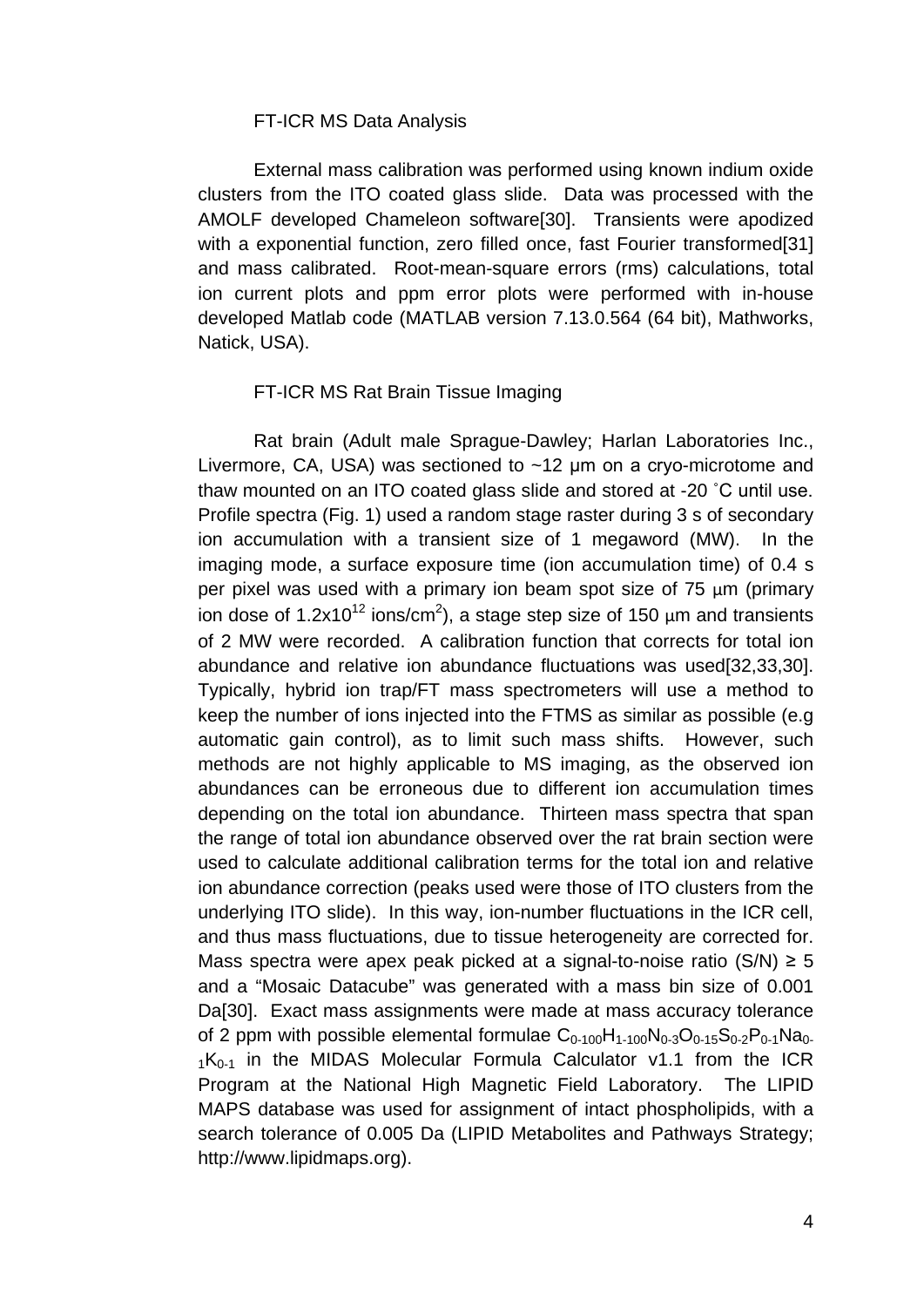### FT-ICR MS Data Analysis

External mass calibration was performed using known indium oxide clusters from the ITO coated glass slide. Data was processed with the AMOLF developed Chameleon software[30]. Transients were apodized with a exponential function, zero filled once, fast Fourier transformed[31] and mass calibrated. Root-mean-square errors (rms) calculations, total ion current plots and ppm error plots were performed with in-house developed Matlab code (MATLAB version 7.13.0.564 (64 bit), Mathworks, Natick, USA).

### FT-ICR MS Rat Brain Tissue Imaging

Rat brain (Adult male Sprague-Dawley; Harlan Laboratories Inc., Livermore, CA, USA) was sectioned to ~12 µm on a cryo-microtome and thaw mounted on an ITO coated glass slide and stored at -20 ˚C until use. Profile spectra (Fig. 1) used a random stage raster during 3 s of secondary ion accumulation with a transient size of 1 megaword (MW). In the imaging mode, a surface exposure time (ion accumulation time) of 0.4 s per pixel was used with a primary ion beam spot size of 75 µm (primary ion dose of $1.2 \times 10^{12}$ ions/cm$^2$), a stage step size of 150 µm and transients of 2 MW were recorded. A calibration function that corrects for total ion abundance and relative ion abundance fluctuations was used[32,33,30]. Typically, hybrid ion trap/FT mass spectrometers will use a method to keep the number of ions injected into the FTMS as similar as possible (e.g automatic gain control), as to limit such mass shifts. However, such methods are not highly applicable to MS imaging, as the observed ion abundances can be erroneous due to different ion accumulation times depending on the total ion abundance. Thirteen mass spectra that span the range of total ion abundance observed over the rat brain section were used to calculate additional calibration terms for the total ion and relative ion abundance correction (peaks used were those of ITO clusters from the underlying ITO slide). In this way, ion-number fluctuations in the ICR cell, and thus mass fluctuations, due to tissue heterogeneity are corrected for. Mass spectra were apex peak picked at a signal-to-noise ratio (S/N) ≥ 5 and a "Mosaic Datacube" was generated with a mass bin size of 0.001 Da[30]. Exact mass assignments were made at mass accuracy tolerance of 2 ppm with possible elemental formulae $C_{0\text{-}100}H_{1\text{-}100}N_{0\text{-}3}O_{0\text{-}15}S_{0\text{-}2}P_{0\text{-}1}Na_{0\text{-}1}K_{0\text{-}1}$ in the MIDAS Molecular Formula Calculator v1.1 from the ICR Program at the National High Magnetic Field Laboratory. The LIPID MAPS database was used for assignment of intact phospholipids, with a search tolerance of 0.005 Da (LIPID Metabolites and Pathways Strategy; http://www.lipidmaps.org).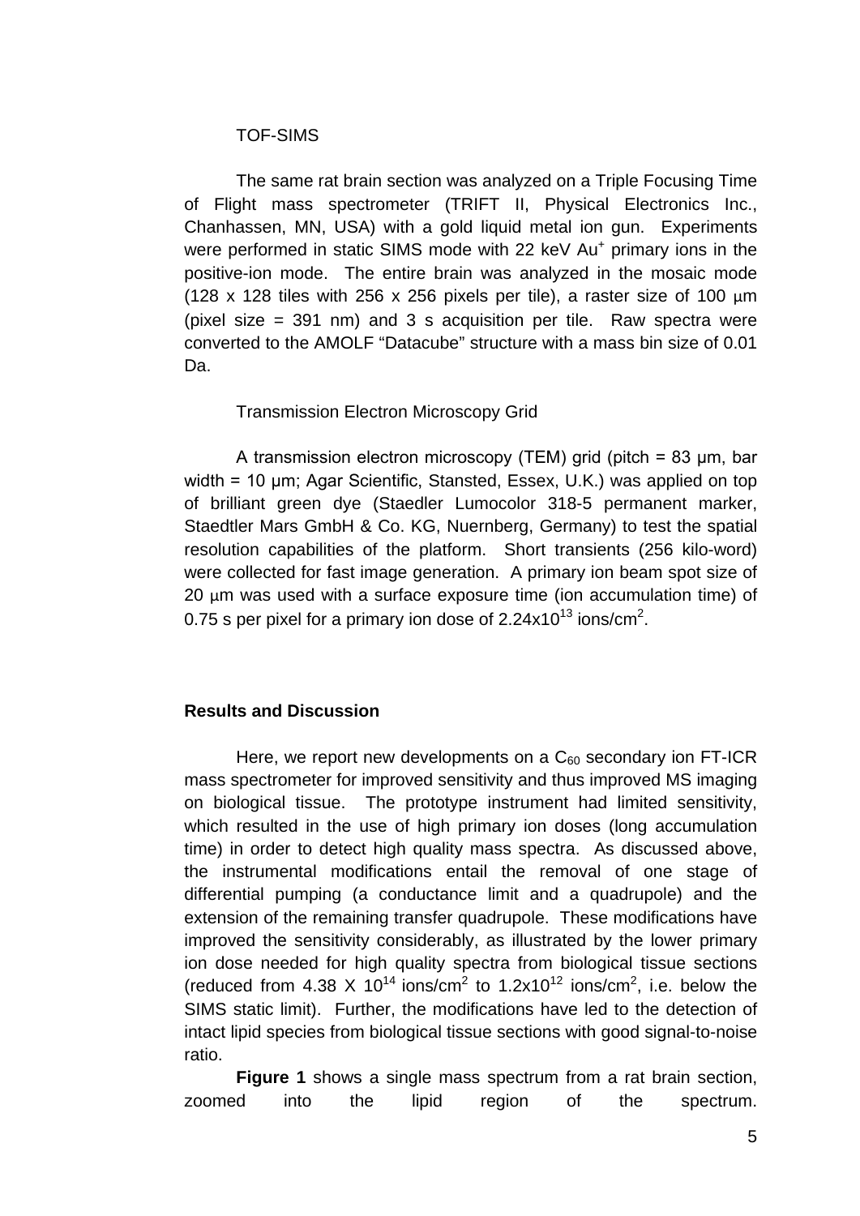### TOF-SIMS

The same rat brain section was analyzed on a Triple Focusing Time of Flight mass spectrometer (TRIFT II, Physical Electronics Inc., Chanhassen, MN, USA) with a gold liquid metal ion gun. Experiments were performed in static SIMS mode with 22 keV $Au^+$ primary ions in the positive-ion mode. The entire brain was analyzed in the mosaic mode (128 x 128 tiles with 256 x 256 pixels per tile), a raster size of 100 μm (pixel size = 391 nm) and 3 s acquisition per tile. Raw spectra were converted to the AMOLF "Datacube" structure with a mass bin size of 0.01 Da.

### Transmission Electron Microscopy Grid

A transmission electron microscopy (TEM) grid (pitch = 83 μm, bar width = 10 μm; Agar Scientific, Stansted, Essex, U.K.) was applied on top of brilliant green dye (Staedler Lumocolor 318-5 permanent marker, Staedtler Mars GmbH & Co. KG, Nuernberg, Germany) to test the spatial resolution capabilities of the platform. Short transients (256 kilo-word) were collected for fast image generation. A primary ion beam spot size of 20 μm was used with a surface exposure time (ion accumulation time) of 0.75 s per pixel for a primary ion dose of $2.24 \times 10^{13}$ ions/cm$^2$.

## Results and Discussion

Here, we report new developments on a $C_{60}$ secondary ion FT-ICR mass spectrometer for improved sensitivity and thus improved MS imaging on biological tissue. The prototype instrument had limited sensitivity, which resulted in the use of high primary ion doses (long accumulation time) in order to detect high quality mass spectra. As discussed above, the instrumental modifications entail the removal of one stage of differential pumping (a conductance limit and a quadrupole) and the extension of the remaining transfer quadrupole. These modifications have improved the sensitivity considerably, as illustrated by the lower primary ion dose needed for high quality spectra from biological tissue sections (reduced from $4.38 \times 10^{14}$ ions/cm$^2$ to $1.2 \times 10^{12}$ ions/cm$^2$, i.e. below the SIMS static limit). Further, the modifications have led to the detection of intact lipid species from biological tissue sections with good signal-to-noise ratio.

**Figure 1** shows a single mass spectrum from a rat brain section, zoomed into the lipid region of the spectrum.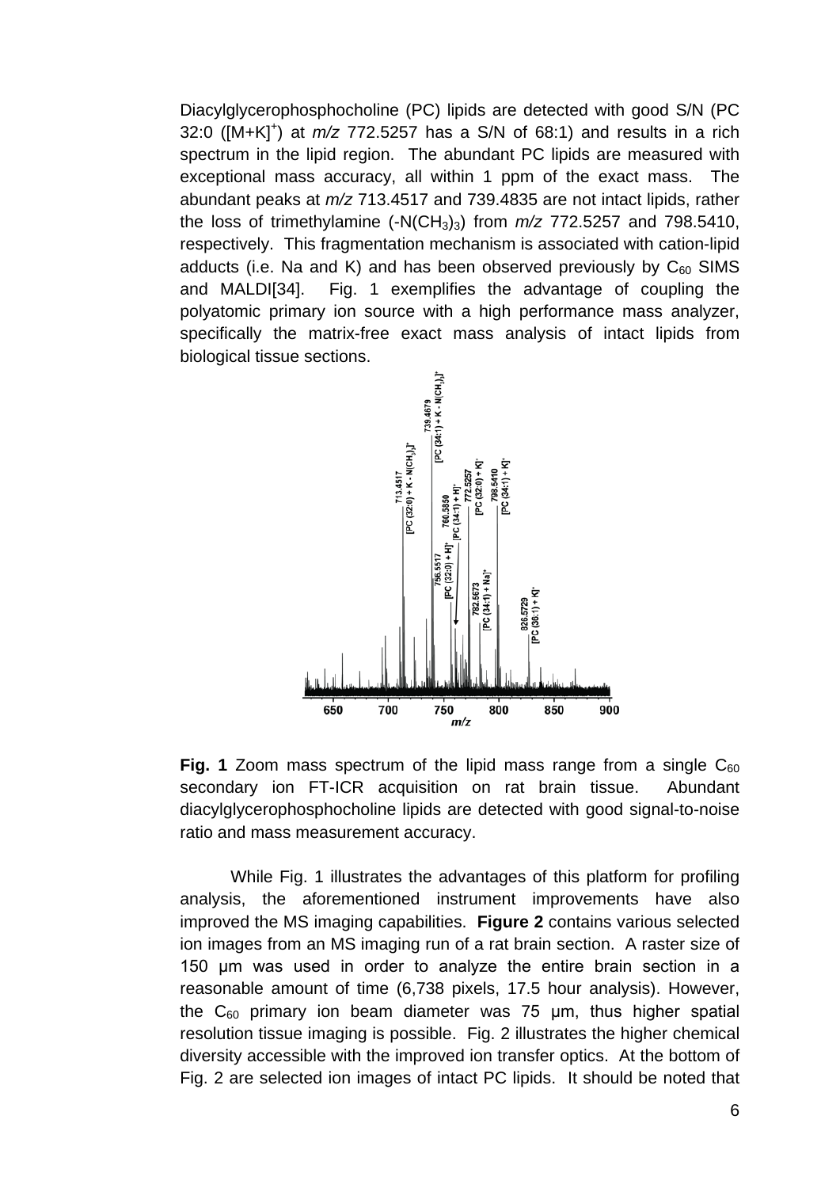Diacylglycerophosphocholine (PC) lipids are detected with good S/N (PC 32:0 ($[M+K]^+$) at *m/z* 772.5257 has a S/N of 68:1) and results in a rich spectrum in the lipid region. The abundant PC lipids are measured with exceptional mass accuracy, all within 1 ppm of the exact mass. The abundant peaks at *m/z* 713.4517 and 739.4835 are not intact lipids, rather the loss of trimethylamine ($-N(CH_3)_3$) from *m/z* 772.5257 and 798.5410, respectively. This fragmentation mechanism is associated with cation-lipid adducts (i.e. Na and K) and has been observed previously by $C_{60}$ SIMS and MALDI[34]. Fig. 1 exemplifies the advantage of coupling the polyatomic primary ion source with a high performance mass analyzer, specifically the matrix-free exact mass analysis of intact lipids from biological tissue sections.

**Fig. 1** Zoom mass spectrum of the lipid mass range from a single $C_{60}$ secondary ion FT-ICR acquisition on rat brain tissue. Abundant diacylglycerophosphocholine lipids are detected with good signal-to-noise ratio and mass measurement accuracy.

While Fig. 1 illustrates the advantages of this platform for profiling analysis, the aforementioned instrument improvements have also improved the MS imaging capabilities. **Figure 2** contains various selected ion images from an MS imaging run of a rat brain section. A raster size of 150 μm was used in order to analyze the entire brain section in a reasonable amount of time (6,738 pixels, 17.5 hour analysis). However, the $C_{60}$ primary ion beam diameter was 75 μm, thus higher spatial resolution tissue imaging is possible. Fig. 2 illustrates the higher chemical diversity accessible with the improved ion transfer optics. At the bottom of Fig. 2 are selected ion images of intact PC lipids. It should be noted that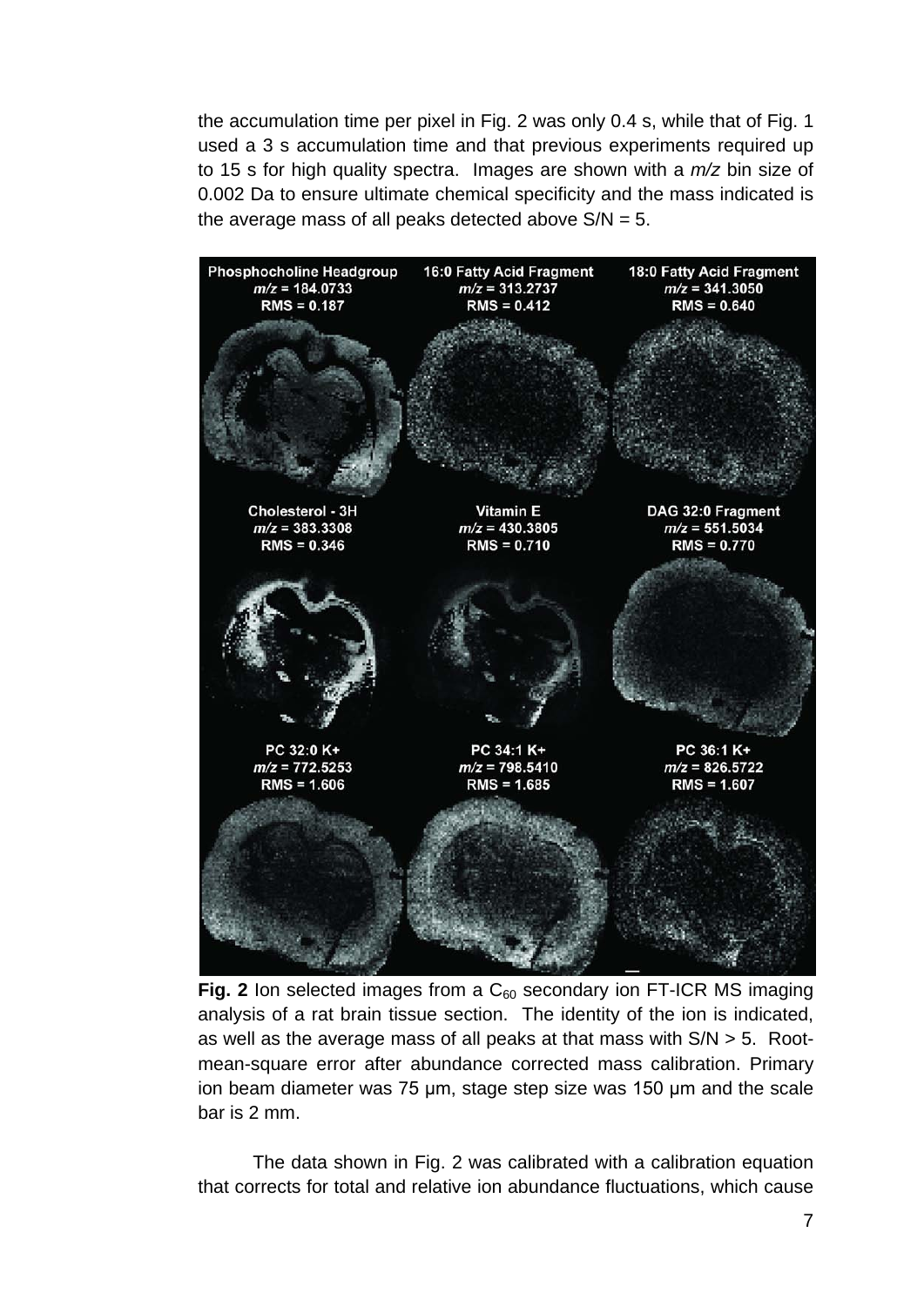the accumulation time per pixel in Fig. 2 was only 0.4 s, while that of Fig. 1 used a 3 s accumulation time and that previous experiments required up to 15 s for high quality spectra. Images are shown with a *m/z* bin size of 0.002 Da to ensure ultimate chemical specificity and the mass indicated is the average mass of all peaks detected above S/N = 5.

**Fig. 2** Ion selected images from a $C_{60}$ secondary ion FT-ICR MS imaging analysis of a rat brain tissue section. The identity of the ion is indicated, as well as the average mass of all peaks at that mass with S/N > 5. Root-mean-square error after abundance corrected mass calibration. Primary ion beam diameter was 75 μm, stage step size was 150 μm and the scale bar is 2 mm.

The data shown in Fig. 2 was calibrated with a calibration equation that corrects for total and relative ion abundance fluctuations, which cause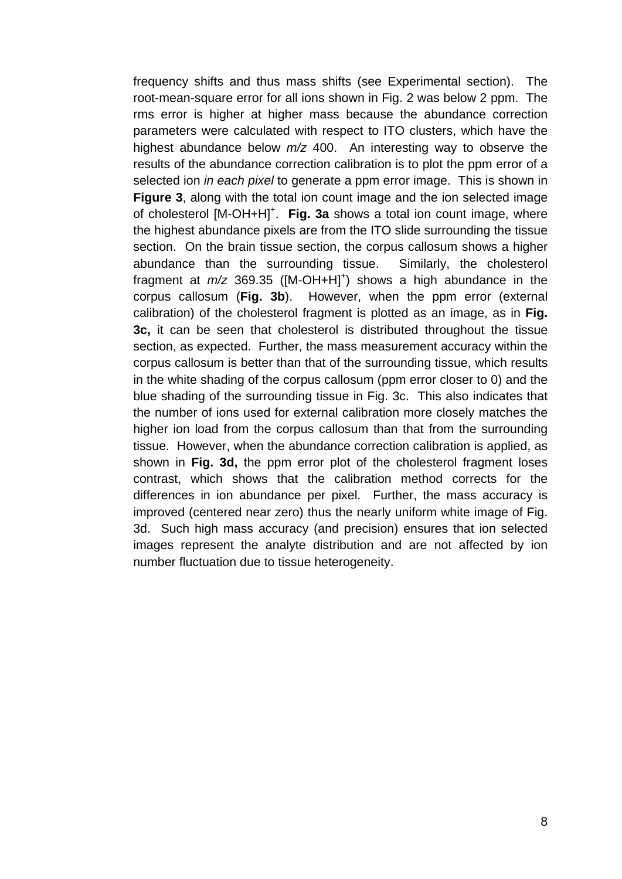frequency shifts and thus mass shifts (see Experimental section). The root-mean-square error for all ions shown in Fig. 2 was below 2 ppm. The rms error is higher at higher mass because the abundance correction parameters were calculated with respect to ITO clusters, which have the highest abundance below *m/z* 400. An interesting way to observe the results of the abundance correction calibration is to plot the ppm error of a selected ion *in each pixel* to generate a ppm error image. This is shown in **Figure 3**, along with the total ion count image and the ion selected image of cholesterol $[M\text{-}OH+H]^+$. **Fig. 3a** shows a total ion count image, where the highest abundance pixels are from the ITO slide surrounding the tissue section. On the brain tissue section, the corpus callosum shows a higher abundance than the surrounding tissue. Similarly, the cholesterol fragment at *m/z* 369.35 ($[M\text{-}OH+H]^+$) shows a high abundance in the corpus callosum (**Fig. 3b**). However, when the ppm error (external calibration) of the cholesterol fragment is plotted as an image, as in **Fig. 3c,** it can be seen that cholesterol is distributed throughout the tissue section, as expected. Further, the mass measurement accuracy within the corpus callosum is better than that of the surrounding tissue, which results in the white shading of the corpus callosum (ppm error closer to 0) and the blue shading of the surrounding tissue in Fig. 3c. This also indicates that the number of ions used for external calibration more closely matches the higher ion load from the corpus callosum than that from the surrounding tissue. However, when the abundance correction calibration is applied, as shown in **Fig. 3d,** the ppm error plot of the cholesterol fragment loses contrast, which shows that the calibration method corrects for the differences in ion abundance per pixel. Further, the mass accuracy is improved (centered near zero) thus the nearly uniform white image of Fig. 3d. Such high mass accuracy (and precision) ensures that ion selected images represent the analyte distribution and are not affected by ion number fluctuation due to tissue heterogeneity.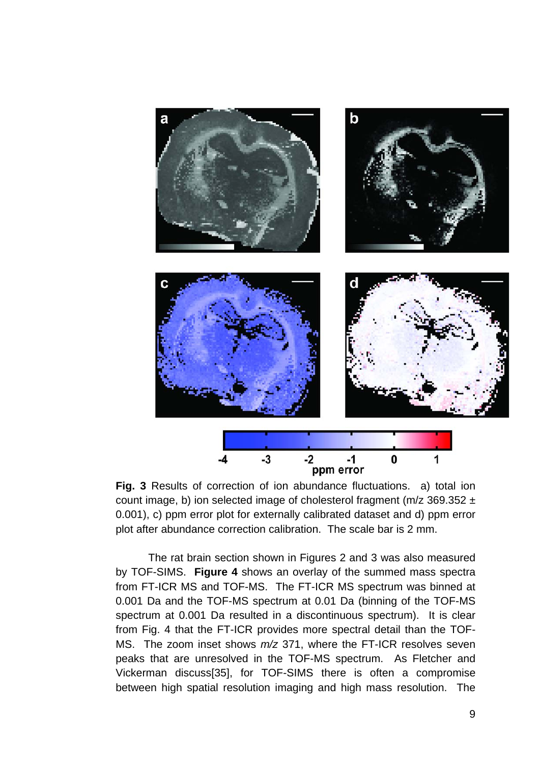**Fig. 3** Results of correction of ion abundance fluctuations. a) total ion count image, b) ion selected image of cholesterol fragment (m/z 369.352 ± 0.001), c) ppm error plot for externally calibrated dataset and d) ppm error plot after abundance correction calibration. The scale bar is 2 mm.

The rat brain section shown in Figures 2 and 3 was also measured by TOF-SIMS. **Figure 4** shows an overlay of the summed mass spectra from FT-ICR MS and TOF-MS. The FT-ICR MS spectrum was binned at 0.001 Da and the TOF-MS spectrum at 0.01 Da (binning of the TOF-MS spectrum at 0.001 Da resulted in a discontinuous spectrum). It is clear from Fig. 4 that the FT-ICR provides more spectral detail than the TOF-MS. The zoom inset shows *m/z* 371, where the FT-ICR resolves seven peaks that are unresolved in the TOF-MS spectrum. As Fletcher and Vickerman discuss[35], for TOF-SIMS there is often a compromise between high spatial resolution imaging and high mass resolution. The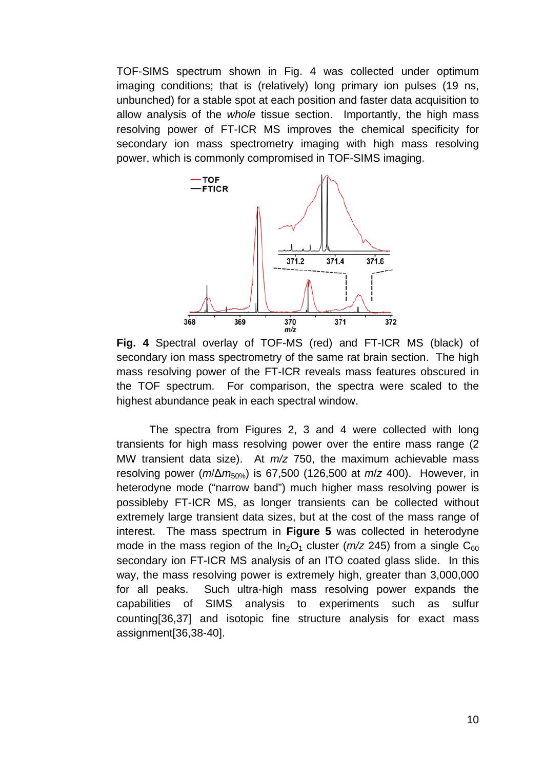TOF-SIMS spectrum shown in Fig. 4 was collected under optimum imaging conditions; that is (relatively) long primary ion pulses (19 ns, unbunched) for a stable spot at each position and faster data acquisition to allow analysis of the *whole* tissue section. Importantly, the high mass resolving power of FT-ICR MS improves the chemical specificity for secondary ion mass spectrometry imaging with high mass resolving power, which is commonly compromised in TOF-SIMS imaging.

**Fig. 4** Spectral overlay of TOF-MS (red) and FT-ICR MS (black) of secondary ion mass spectrometry of the same rat brain section. The high mass resolving power of the FT-ICR reveals mass features obscured in the TOF spectrum. For comparison, the spectra were scaled to the highest abundance peak in each spectral window.

The spectra from Figures 2, 3 and 4 were collected with long transients for high mass resolving power over the entire mass range (2 MW transient data size). At *m/z* 750, the maximum achievable mass resolving power ($m/\Delta m_{50\%}$) is 67,500 (126,500 at *m/z* 400). However, in heterodyne mode ("narrow band") much higher mass resolving power is possibleby FT-ICR MS, as longer transients can be collected without extremely large transient data sizes, but at the cost of the mass range of interest. The mass spectrum in **Figure 5** was collected in heterodyne mode in the mass region of the $In_2O_1$ cluster (*m/z* 245) from a single $C_{60}$ secondary ion FT-ICR MS analysis of an ITO coated glass slide. In this way, the mass resolving power is extremely high, greater than 3,000,000 for all peaks. Such ultra-high mass resolving power expands the capabilities of SIMS analysis to experiments such as sulfur counting[36,37] and isotopic fine structure analysis for exact mass assignment[36,38-40].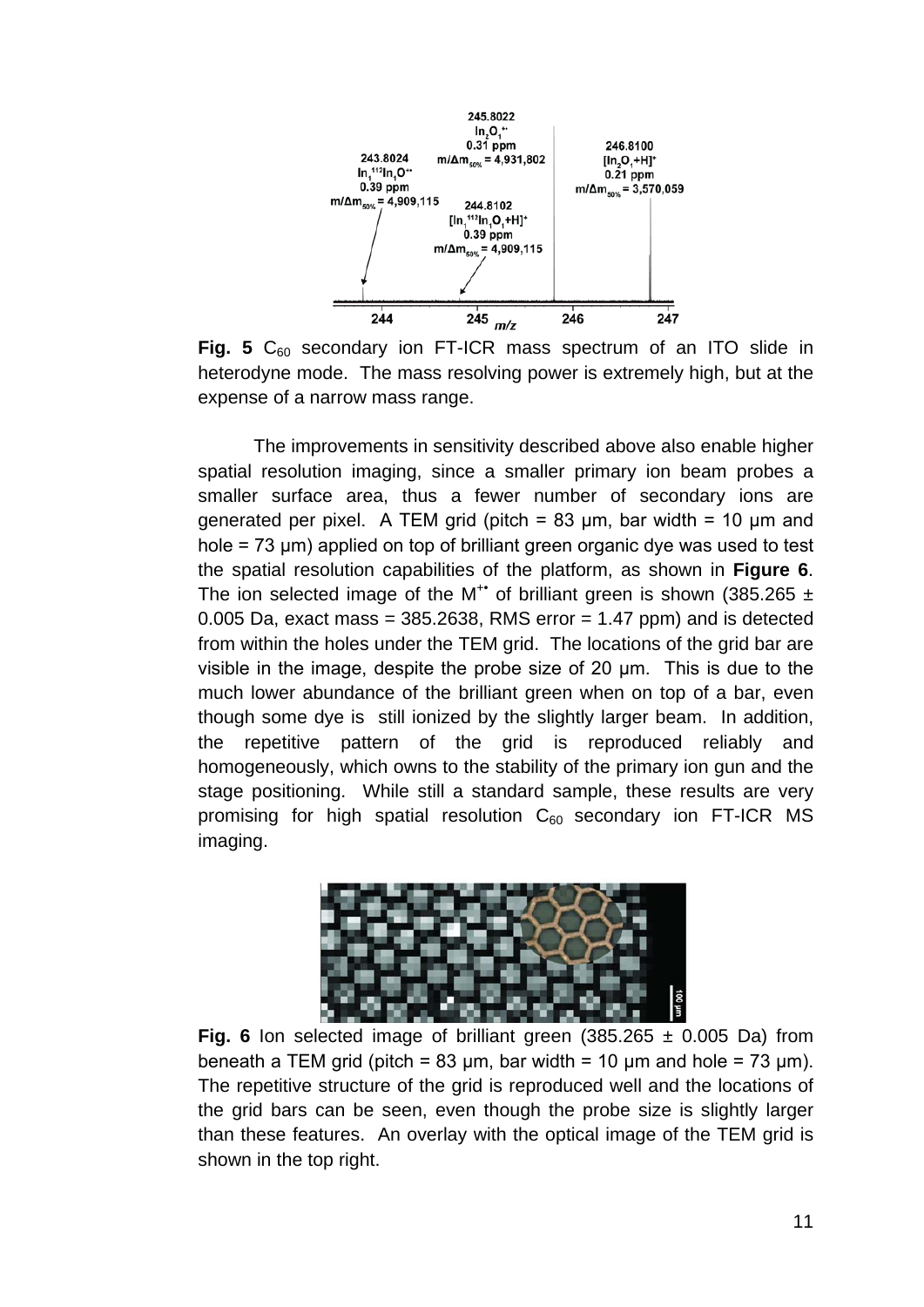**Fig. 5** $C_{60}$ secondary ion FT-ICR mass spectrum of an ITO slide in heterodyne mode. The mass resolving power is extremely high, but at the expense of a narrow mass range.

The improvements in sensitivity described above also enable higher spatial resolution imaging, since a smaller primary ion beam probes a smaller surface area, thus a fewer number of secondary ions are generated per pixel. A TEM grid (pitch = 83 µm, bar width = 10 µm and hole = 73 µm) applied on top of brilliant green organic dye was used to test the spatial resolution capabilities of the platform, as shown in **Figure 6**. The ion selected image of the $M^{+\bullet}$ of brilliant green is shown (385.265 ± 0.005 Da, exact mass = 385.2638, RMS error = 1.47 ppm) and is detected from within the holes under the TEM grid. The locations of the grid bar are visible in the image, despite the probe size of 20 µm. This is due to the much lower abundance of the brilliant green when on top of a bar, even though some dye is still ionized by the slightly larger beam. In addition, the repetitive pattern of the grid is reproduced reliably and homogeneously, which owns to the stability of the primary ion gun and the stage positioning. While still a standard sample, these results are very promising for high spatial resolution $C_{60}$ secondary ion FT-ICR MS imaging.

**Fig. 6** Ion selected image of brilliant green (385.265 ± 0.005 Da) from beneath a TEM grid (pitch = 83 µm, bar width = 10 µm and hole = 73 µm). The repetitive structure of the grid is reproduced well and the locations of the grid bars can be seen, even though the probe size is slightly larger than these features. An overlay with the optical image of the TEM grid is shown in the top right.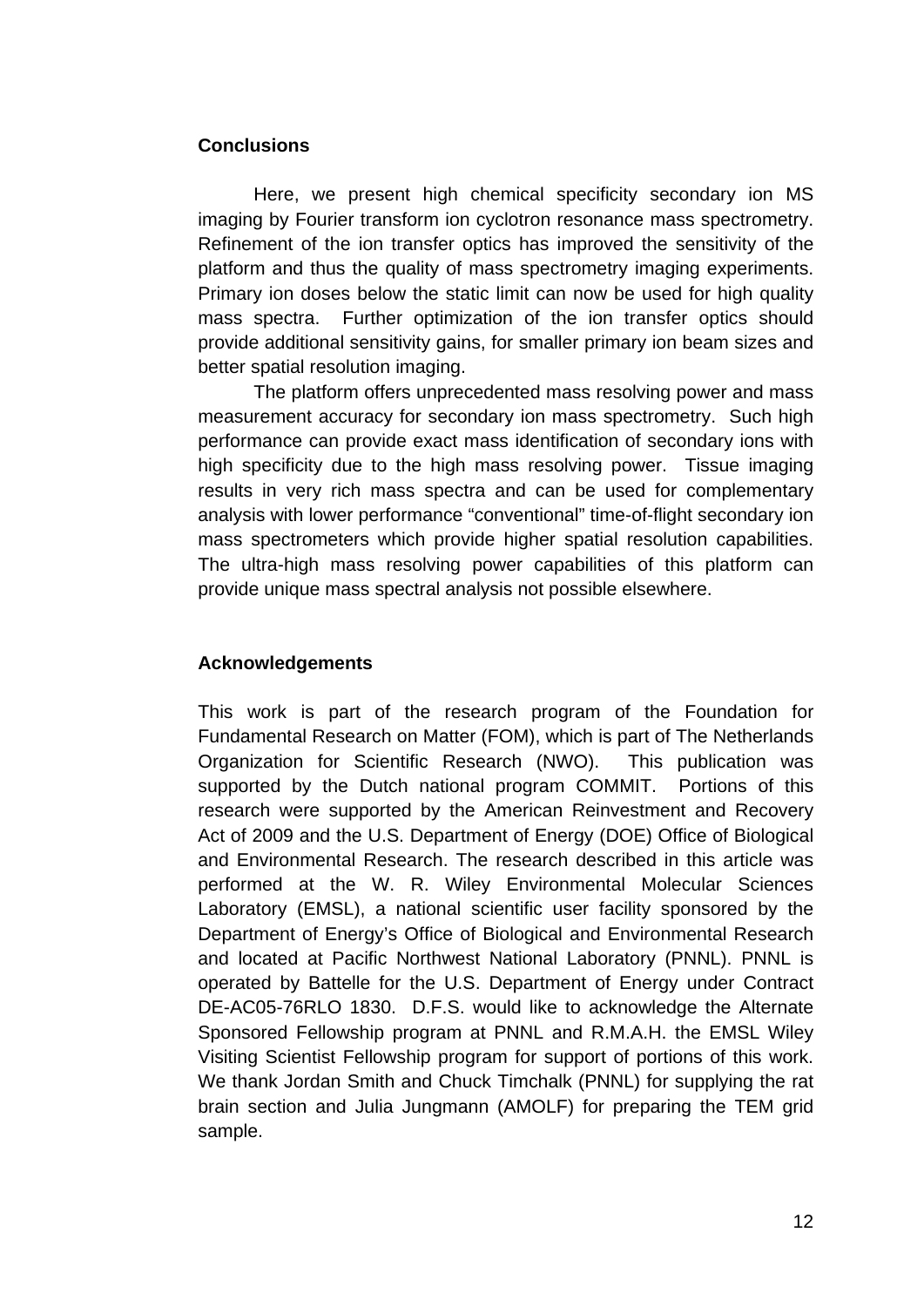## Conclusions

Here, we present high chemical specificity secondary ion MS imaging by Fourier transform ion cyclotron resonance mass spectrometry. Refinement of the ion transfer optics has improved the sensitivity of the platform and thus the quality of mass spectrometry imaging experiments. Primary ion doses below the static limit can now be used for high quality mass spectra. Further optimization of the ion transfer optics should provide additional sensitivity gains, for smaller primary ion beam sizes and better spatial resolution imaging.

The platform offers unprecedented mass resolving power and mass measurement accuracy for secondary ion mass spectrometry. Such high performance can provide exact mass identification of secondary ions with high specificity due to the high mass resolving power. Tissue imaging results in very rich mass spectra and can be used for complementary analysis with lower performance "conventional" time-of-flight secondary ion mass spectrometers which provide higher spatial resolution capabilities. The ultra-high mass resolving power capabilities of this platform can provide unique mass spectral analysis not possible elsewhere.

## Acknowledgements

This work is part of the research program of the Foundation for Fundamental Research on Matter (FOM), which is part of The Netherlands Organization for Scientific Research (NWO). This publication was supported by the Dutch national program COMMIT. Portions of this research were supported by the American Reinvestment and Recovery Act of 2009 and the U.S. Department of Energy (DOE) Office of Biological and Environmental Research. The research described in this article was performed at the W. R. Wiley Environmental Molecular Sciences Laboratory (EMSL), a national scientific user facility sponsored by the Department of Energy's Office of Biological and Environmental Research and located at Pacific Northwest National Laboratory (PNNL). PNNL is operated by Battelle for the U.S. Department of Energy under Contract DE-AC05-76RLO 1830. D.F.S. would like to acknowledge the Alternate Sponsored Fellowship program at PNNL and R.M.A.H. the EMSL Wiley Visiting Scientist Fellowship program for support of portions of this work. We thank Jordan Smith and Chuck Timchalk (PNNL) for supplying the rat brain section and Julia Jungmann (AMOLF) for preparing the TEM grid sample.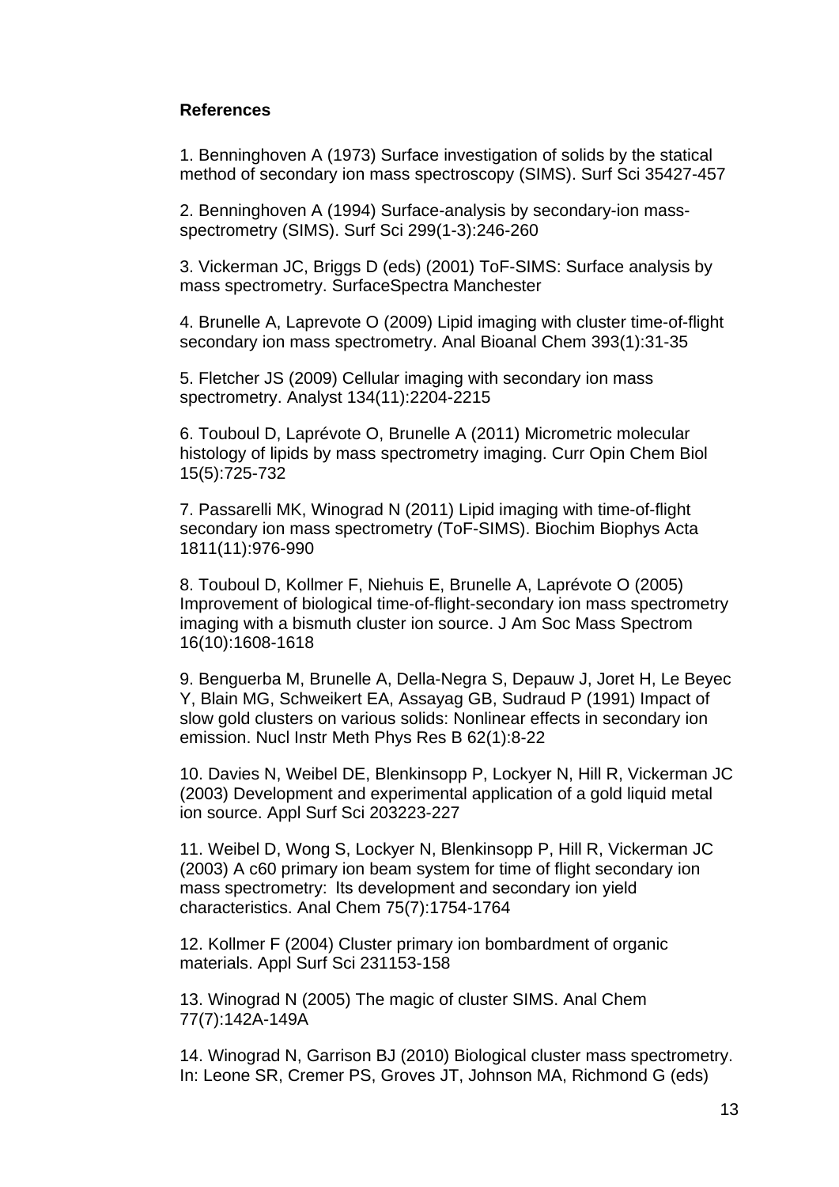**References**

1. Benninghoven A (1973) Surface investigation of solids by the statical method of secondary ion mass spectroscopy (SIMS). Surf Sci 35427-457

2. Benninghoven A (1994) Surface-analysis by secondary-ion mass-spectrometry (SIMS). Surf Sci 299(1-3):246-260

3. Vickerman JC, Briggs D (eds) (2001) ToF-SIMS: Surface analysis by mass spectrometry. SurfaceSpectra Manchester

4. Brunelle A, Laprevote O (2009) Lipid imaging with cluster time-of-flight secondary ion mass spectrometry. Anal Bioanal Chem 393(1):31-35

5. Fletcher JS (2009) Cellular imaging with secondary ion mass spectrometry. Analyst 134(11):2204-2215

6. Touboul D, Laprévote O, Brunelle A (2011) Micrometric molecular histology of lipids by mass spectrometry imaging. Curr Opin Chem Biol 15(5):725-732

7. Passarelli MK, Winograd N (2011) Lipid imaging with time-of-flight secondary ion mass spectrometry (ToF-SIMS). Biochim Biophys Acta 1811(11):976-990

8. Touboul D, Kollmer F, Niehuis E, Brunelle A, Laprévote O (2005) Improvement of biological time-of-flight-secondary ion mass spectrometry imaging with a bismuth cluster ion source. J Am Soc Mass Spectrom 16(10):1608-1618

9. Benguerba M, Brunelle A, Della-Negra S, Depauw J, Joret H, Le Beyec Y, Blain MG, Schweikert EA, Assayag GB, Sudraud P (1991) Impact of slow gold clusters on various solids: Nonlinear effects in secondary ion emission. Nucl Instr Meth Phys Res B 62(1):8-22

10. Davies N, Weibel DE, Blenkinsopp P, Lockyer N, Hill R, Vickerman JC (2003) Development and experimental application of a gold liquid metal ion source. Appl Surf Sci 203223-227

11. Weibel D, Wong S, Lockyer N, Blenkinsopp P, Hill R, Vickerman JC (2003) A c60 primary ion beam system for time of flight secondary ion mass spectrometry: Its development and secondary ion yield characteristics. Anal Chem 75(7):1754-1764

12. Kollmer F (2004) Cluster primary ion bombardment of organic materials. Appl Surf Sci 231153-158

13. Winograd N (2005) The magic of cluster SIMS. Anal Chem 77(7):142A-149A

14. Winograd N, Garrison BJ (2010) Biological cluster mass spectrometry. In: Leone SR, Cremer PS, Groves JT, Johnson MA, Richmond G (eds)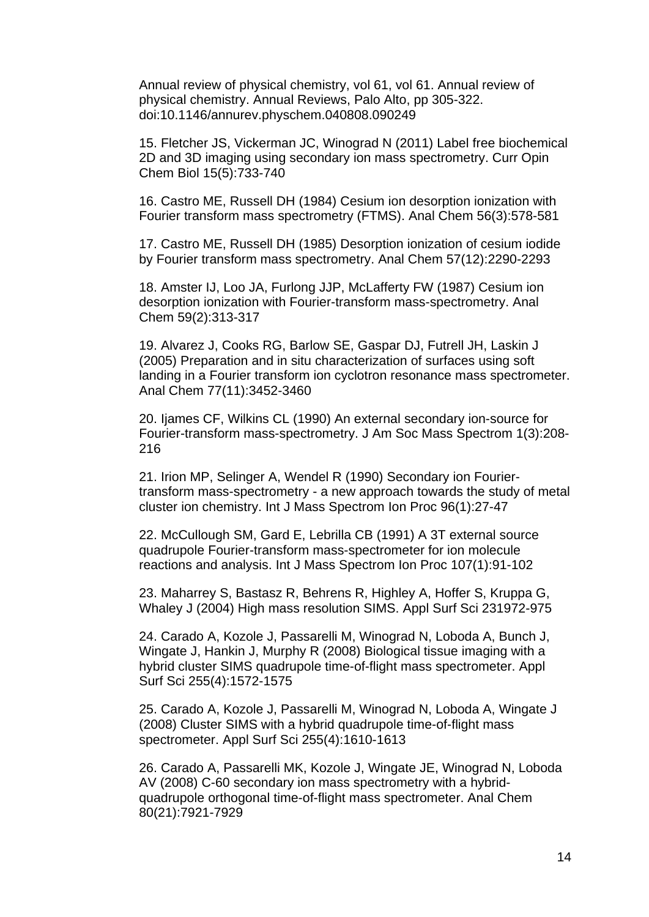Annual review of physical chemistry, vol 61, vol 61. Annual review of physical chemistry. Annual Reviews, Palo Alto, pp 305-322. doi:10.1146/annurev.physchem.040808.090249

15. Fletcher JS, Vickerman JC, Winograd N (2011) Label free biochemical 2D and 3D imaging using secondary ion mass spectrometry. Curr Opin Chem Biol 15(5):733-740

16. Castro ME, Russell DH (1984) Cesium ion desorption ionization with Fourier transform mass spectrometry (FTMS). Anal Chem 56(3):578-581

17. Castro ME, Russell DH (1985) Desorption ionization of cesium iodide by Fourier transform mass spectrometry. Anal Chem 57(12):2290-2293

18. Amster IJ, Loo JA, Furlong JJP, McLafferty FW (1987) Cesium ion desorption ionization with Fourier-transform mass-spectrometry. Anal Chem 59(2):313-317

19. Alvarez J, Cooks RG, Barlow SE, Gaspar DJ, Futrell JH, Laskin J (2005) Preparation and in situ characterization of surfaces using soft landing in a Fourier transform ion cyclotron resonance mass spectrometer. Anal Chem 77(11):3452-3460

20. Ijames CF, Wilkins CL (1990) An external secondary ion-source for Fourier-transform mass-spectrometry. J Am Soc Mass Spectrom 1(3):208-216

21. Irion MP, Selinger A, Wendel R (1990) Secondary ion Fourier-transform mass-spectrometry - a new approach towards the study of metal cluster ion chemistry. Int J Mass Spectrom Ion Proc 96(1):27-47

22. McCullough SM, Gard E, Lebrilla CB (1991) A 3T external source quadrupole Fourier-transform mass-spectrometer for ion molecule reactions and analysis. Int J Mass Spectrom Ion Proc 107(1):91-102

23. Maharrey S, Bastasz R, Behrens R, Highley A, Hoffer S, Kruppa G, Whaley J (2004) High mass resolution SIMS. Appl Surf Sci 231972-975

24. Carado A, Kozole J, Passarelli M, Winograd N, Loboda A, Bunch J, Wingate J, Hankin J, Murphy R (2008) Biological tissue imaging with a hybrid cluster SIMS quadrupole time-of-flight mass spectrometer. Appl Surf Sci 255(4):1572-1575

25. Carado A, Kozole J, Passarelli M, Winograd N, Loboda A, Wingate J (2008) Cluster SIMS with a hybrid quadrupole time-of-flight mass spectrometer. Appl Surf Sci 255(4):1610-1613

26. Carado A, Passarelli MK, Kozole J, Wingate JE, Winograd N, Loboda AV (2008) C-60 secondary ion mass spectrometry with a hybrid-quadrupole orthogonal time-of-flight mass spectrometer. Anal Chem 80(21):7921-7929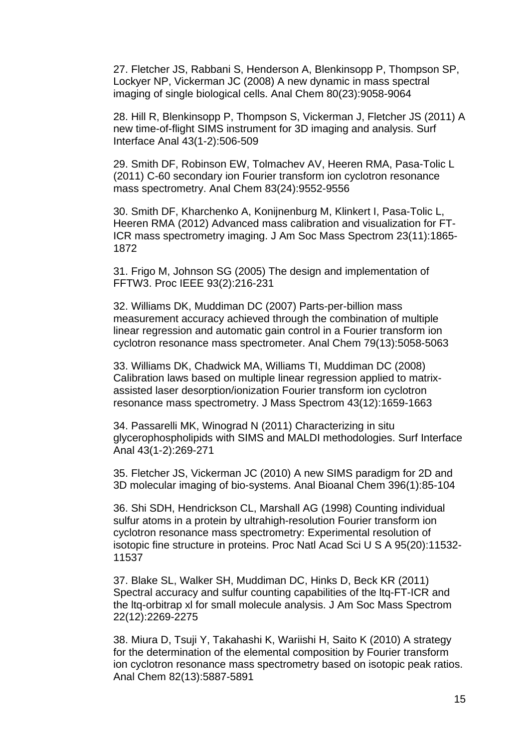27. Fletcher JS, Rabbani S, Henderson A, Blenkinsopp P, Thompson SP, Lockyer NP, Vickerman JC (2008) A new dynamic in mass spectral imaging of single biological cells. Anal Chem 80(23):9058-9064

28. Hill R, Blenkinsopp P, Thompson S, Vickerman J, Fletcher JS (2011) A new time-of-flight SIMS instrument for 3D imaging and analysis. Surf Interface Anal 43(1-2):506-509

29. Smith DF, Robinson EW, Tolmachev AV, Heeren RMA, Pasa-Tolic L (2011) C-60 secondary ion Fourier transform ion cyclotron resonance mass spectrometry. Anal Chem 83(24):9552-9556

30. Smith DF, Kharchenko A, Konijnenburg M, Klinkert I, Pasa-Tolic L, Heeren RMA (2012) Advanced mass calibration and visualization for FT-ICR mass spectrometry imaging. J Am Soc Mass Spectrom 23(11):1865-1872

31. Frigo M, Johnson SG (2005) The design and implementation of FFTW3. Proc IEEE 93(2):216-231

32. Williams DK, Muddiman DC (2007) Parts-per-billion mass measurement accuracy achieved through the combination of multiple linear regression and automatic gain control in a Fourier transform ion cyclotron resonance mass spectrometer. Anal Chem 79(13):5058-5063

33. Williams DK, Chadwick MA, Williams TI, Muddiman DC (2008) Calibration laws based on multiple linear regression applied to matrix-assisted laser desorption/ionization Fourier transform ion cyclotron resonance mass spectrometry. J Mass Spectrom 43(12):1659-1663

34. Passarelli MK, Winograd N (2011) Characterizing in situ glycerophospholipids with SIMS and MALDI methodologies. Surf Interface Anal 43(1-2):269-271

35. Fletcher JS, Vickerman JC (2010) A new SIMS paradigm for 2D and 3D molecular imaging of bio-systems. Anal Bioanal Chem 396(1):85-104

36. Shi SDH, Hendrickson CL, Marshall AG (1998) Counting individual sulfur atoms in a protein by ultrahigh-resolution Fourier transform ion cyclotron resonance mass spectrometry: Experimental resolution of isotopic fine structure in proteins. Proc Natl Acad Sci U S A 95(20):11532-11537

37. Blake SL, Walker SH, Muddiman DC, Hinks D, Beck KR (2011) Spectral accuracy and sulfur counting capabilities of the ltq-FT-ICR and the ltq-orbitrap xl for small molecule analysis. J Am Soc Mass Spectrom 22(12):2269-2275

38. Miura D, Tsuji Y, Takahashi K, Wariishi H, Saito K (2010) A strategy for the determination of the elemental composition by Fourier transform ion cyclotron resonance mass spectrometry based on isotopic peak ratios. Anal Chem 82(13):5887-5891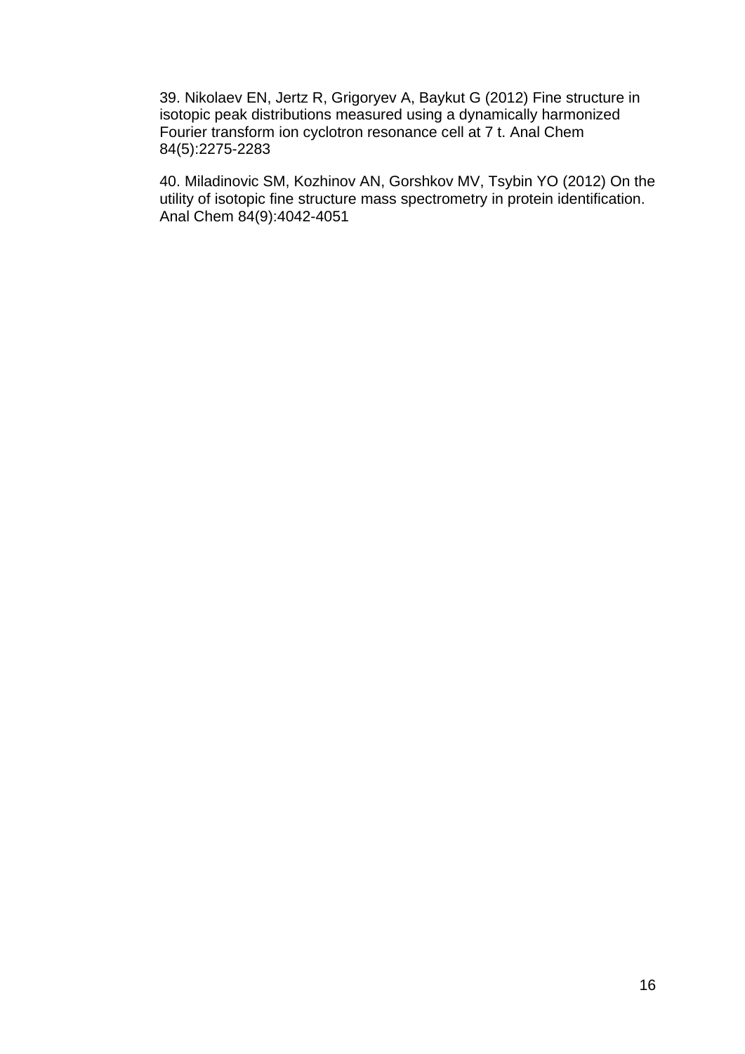39. Nikolaev EN, Jertz R, Grigoryev A, Baykut G (2012) Fine structure in isotopic peak distributions measured using a dynamically harmonized Fourier transform ion cyclotron resonance cell at 7 t. Anal Chem 84(5):2275-2283

40. Miladinovic SM, Kozhinov AN, Gorshkov MV, Tsybin YO (2012) On the utility of isotopic fine structure mass spectrometry in protein identification. Anal Chem 84(9):4042-4051